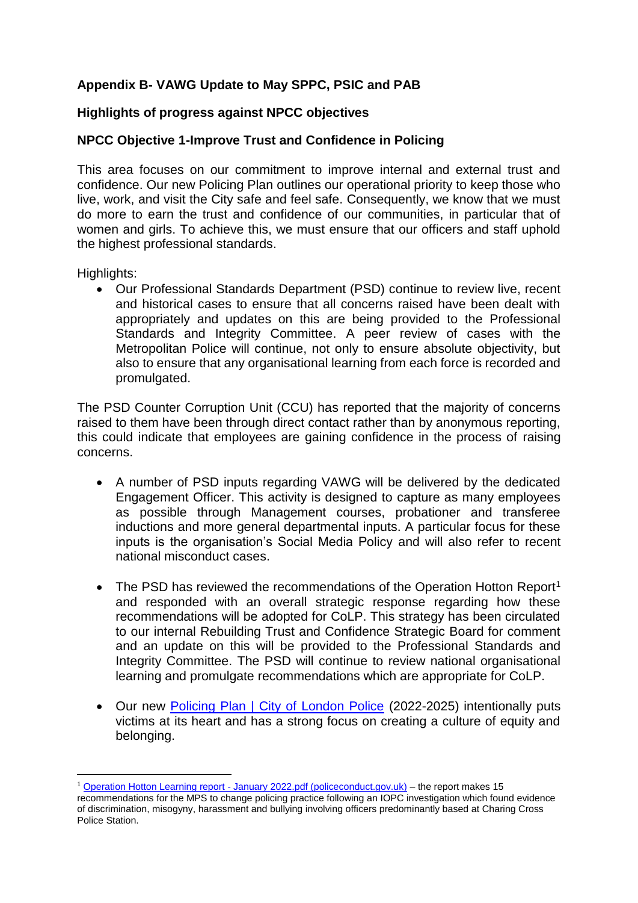**Appendix B- VAWG Update to May SPPC, PSIC and PAB**

**Highlights of progress against NPCC objectives**

**NPCC Objective 1-Improve Trust and Confidence in Policing**

This area focuses on our commitment to improve internal and external trust and confidence. Our new Policing Plan outlines our operational priority to keep those who live, work, and visit the City safe and feel safe. Consequently, we know that we must do more to earn the trust and confidence of our communities, in particular that of women and girls. To achieve this, we must ensure that our officers and staff uphold the highest professional standards.

Highlights:

- Our Professional Standards Department (PSD) continue to review live, recent and historical cases to ensure that all concerns raised have been dealt with appropriately and updates on this are being provided to the Professional Standards and Integrity Committee. A peer review of cases with the Metropolitan Police will continue, not only to ensure absolute objectivity, but also to ensure that any organisational learning from each force is recorded and promulgated.

The PSD Counter Corruption Unit (CCU) has reported that the majority of concerns raised to them have been through direct contact rather than by anonymous reporting, this could indicate that employees are gaining confidence in the process of raising concerns.

- A number of PSD inputs regarding VAWG will be delivered by the dedicated Engagement Officer. This activity is designed to capture as many employees as possible through Management courses, probationer and transferee inductions and more general departmental inputs. A particular focus for these inputs is the organisation's Social Media Policy and will also refer to recent national misconduct cases.

- The PSD has reviewed the recommendations of the Operation Hotton Report[1] and responded with an overall strategic response regarding how these recommendations will be adopted for CoLP. This strategy has been circulated to our internal Rebuilding Trust and Confidence Strategic Board for comment and an update on this will be provided to the Professional Standards and Integrity Committee. The PSD will continue to review national organisational learning and promulgate recommendations which are appropriate for CoLP.

- Our new [Policing Plan | City of London Police] (2022-2025) intentionally puts victims at its heart and has a strong focus on creating a culture of equity and belonging.

[1] [Operation Hotton Learning report - January 2022.pdf (policeconduct.gov.uk)] – the report makes 15 recommendations for the MPS to change policing practice following an IOPC investigation which found evidence of discrimination, misogyny, harassment and bullying involving officers predominantly based at Charing Cross Police Station.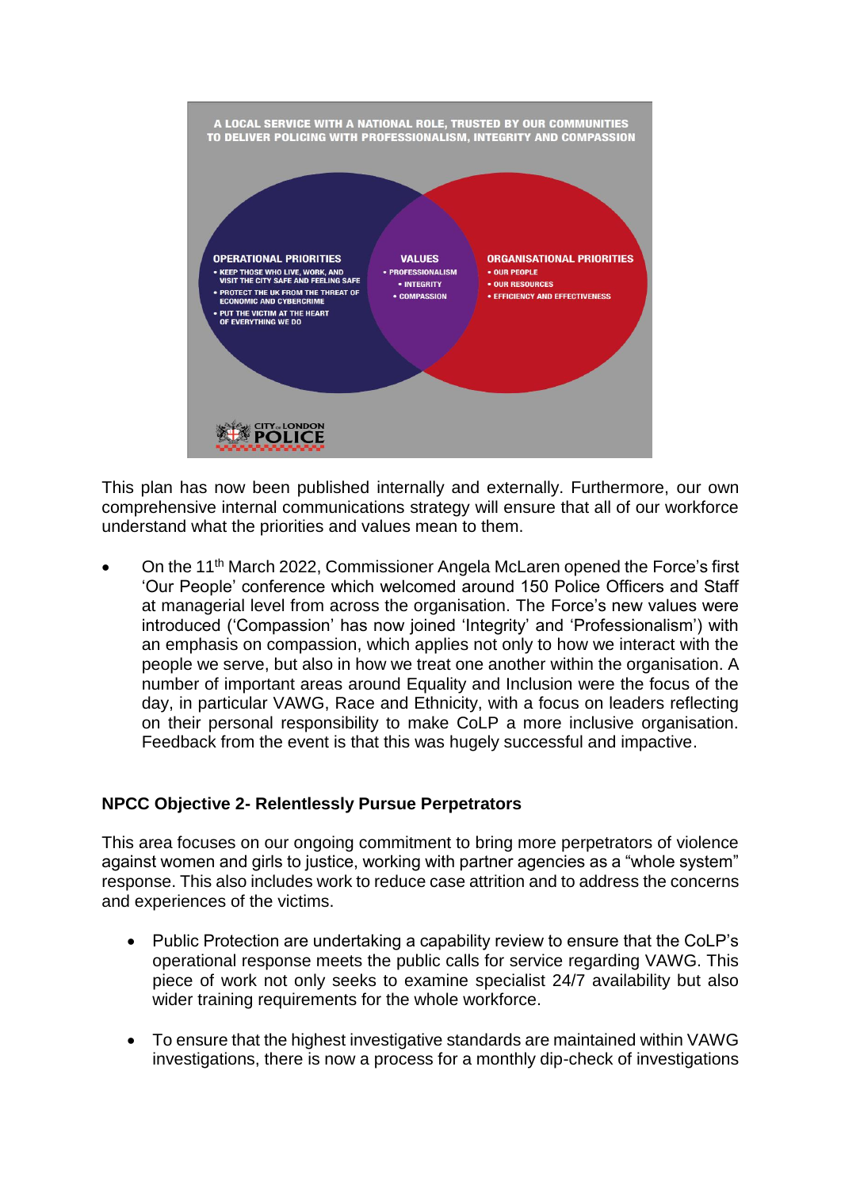A LOCAL SERVICE WITH A NATIONAL ROLE, TRUSTED BY OUR COMMUNITIES TO DELIVER POLICING WITH PROFESSIONALISM, INTEGRITY AND COMPASSION

**OPERATIONAL PRIORITIES**
- KEEP THOSE WHO LIVE, WORK, AND VISIT THE CITY SAFE AND FEELING SAFE
- PROTECT THE UK FROM THE THREAT OF ECONOMIC AND CYBERCRIME
- PUT THE VICTIM AT THE HEART OF EVERYTHING WE DO

**VALUES**
- PROFESSIONALISM
- INTEGRITY
- COMPASSION

**ORGANISATIONAL PRIORITIES**
- OUR PEOPLE
- OUR RESOURCES
- EFFICIENCY AND EFFECTIVENESS

CITY OF LONDON POLICE

This plan has now been published internally and externally. Furthermore, our own comprehensive internal communications strategy will ensure that all of our workforce understand what the priorities and values mean to them.

- On the 11th March 2022, Commissioner Angela McLaren opened the Force's first 'Our People' conference which welcomed around 150 Police Officers and Staff at managerial level from across the organisation. The Force's new values were introduced ('Compassion' has now joined 'Integrity' and 'Professionalism') with an emphasis on compassion, which applies not only to how we interact with the people we serve, but also in how we treat one another within the organisation. A number of important areas around Equality and Inclusion were the focus of the day, in particular VAWG, Race and Ethnicity, with a focus on leaders reflecting on their personal responsibility to make CoLP a more inclusive organisation. Feedback from the event is that this was hugely successful and impactive.

**NPCC Objective 2- Relentlessly Pursue Perpetrators**

This area focuses on our ongoing commitment to bring more perpetrators of violence against women and girls to justice, working with partner agencies as a "whole system" response. This also includes work to reduce case attrition and to address the concerns and experiences of the victims.

- Public Protection are undertaking a capability review to ensure that the CoLP's operational response meets the public calls for service regarding VAWG. This piece of work not only seeks to examine specialist 24/7 availability but also wider training requirements for the whole workforce.
- To ensure that the highest investigative standards are maintained within VAWG investigations, there is now a process for a monthly dip-check of investigations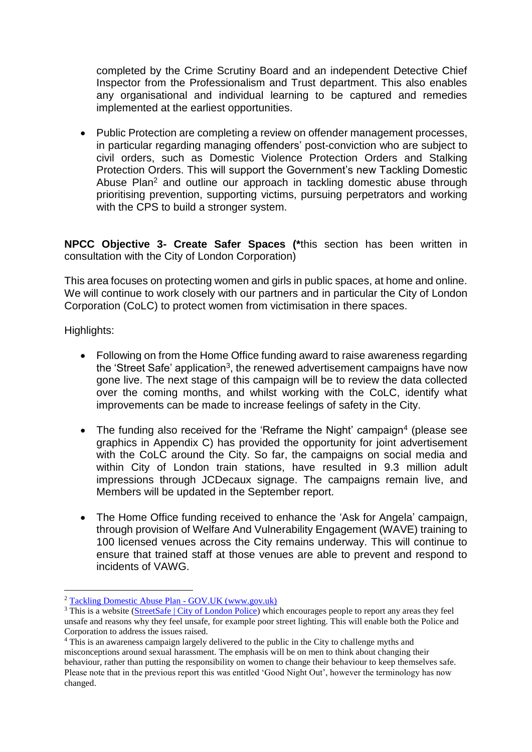completed by the Crime Scrutiny Board and an independent Detective Chief Inspector from the Professionalism and Trust department. This also enables any organisational and individual learning to be captured and remedies implemented at the earliest opportunities.

- Public Protection are completing a review on offender management processes, in particular regarding managing offenders' post-conviction who are subject to civil orders, such as Domestic Violence Protection Orders and Stalking Protection Orders. This will support the Government's new Tackling Domestic Abuse Plan[2] and outline our approach in tackling domestic abuse through prioritising prevention, supporting victims, pursuing perpetrators and working with the CPS to build a stronger system.

**NPCC Objective 3- Create Safer Spaces (***this section has been written in consultation with the City of London Corporation)

This area focuses on protecting women and girls in public spaces, at home and online. We will continue to work closely with our partners and in particular the City of London Corporation (CoLC) to protect women from victimisation in there spaces.

Highlights:

- Following on from the Home Office funding award to raise awareness regarding the 'Street Safe' application[3], the renewed advertisement campaigns have now gone live. The next stage of this campaign will be to review the data collected over the coming months, and whilst working with the CoLC, identify what improvements can be made to increase feelings of safety in the City.

- The funding also received for the 'Reframe the Night' campaign[4] (please see graphics in Appendix C) has provided the opportunity for joint advertisement with the CoLC around the City. So far, the campaigns on social media and within City of London train stations, have resulted in 9.3 million adult impressions through JCDecaux signage. The campaigns remain live, and Members will be updated in the September report.

- The Home Office funding received to enhance the 'Ask for Angela' campaign, through provision of Welfare And Vulnerability Engagement (WAVE) training to 100 licensed venues across the City remains underway. This will continue to ensure that trained staff at those venues are able to prevent and respond to incidents of VAWG.

---

[2] Tackling Domestic Abuse Plan - GOV.UK (www.gov.uk)

[3] This is a website (StreetSafe | City of London Police) which encourages people to report any areas they feel unsafe and reasons why they feel unsafe, for example poor street lighting. This will enable both the Police and Corporation to address the issues raised.

[4] This is an awareness campaign largely delivered to the public in the City to challenge myths and misconceptions around sexual harassment. The emphasis will be on men to think about changing their behaviour, rather than putting the responsibility on women to change their behaviour to keep themselves safe. Please note that in the previous report this was entitled 'Good Night Out', however the terminology has now changed.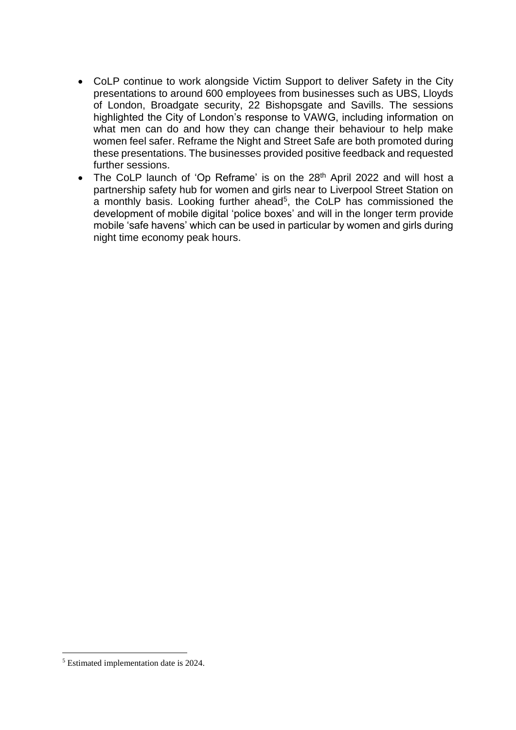- CoLP continue to work alongside Victim Support to deliver Safety in the City presentations to around 600 employees from businesses such as UBS, Lloyds of London, Broadgate security, 22 Bishopsgate and Savills. The sessions highlighted the City of London's response to VAWG, including information on what men can do and how they can change their behaviour to help make women feel safer. Reframe the Night and Street Safe are both promoted during these presentations. The businesses provided positive feedback and requested further sessions.
- The CoLP launch of 'Op Reframe' is on the 28th April 2022 and will host a partnership safety hub for women and girls near to Liverpool Street Station on a monthly basis. Looking further ahead[5], the CoLP has commissioned the development of mobile digital 'police boxes' and will in the longer term provide mobile 'safe havens' which can be used in particular by women and girls during night time economy peak hours.

[5] Estimated implementation date is 2024.